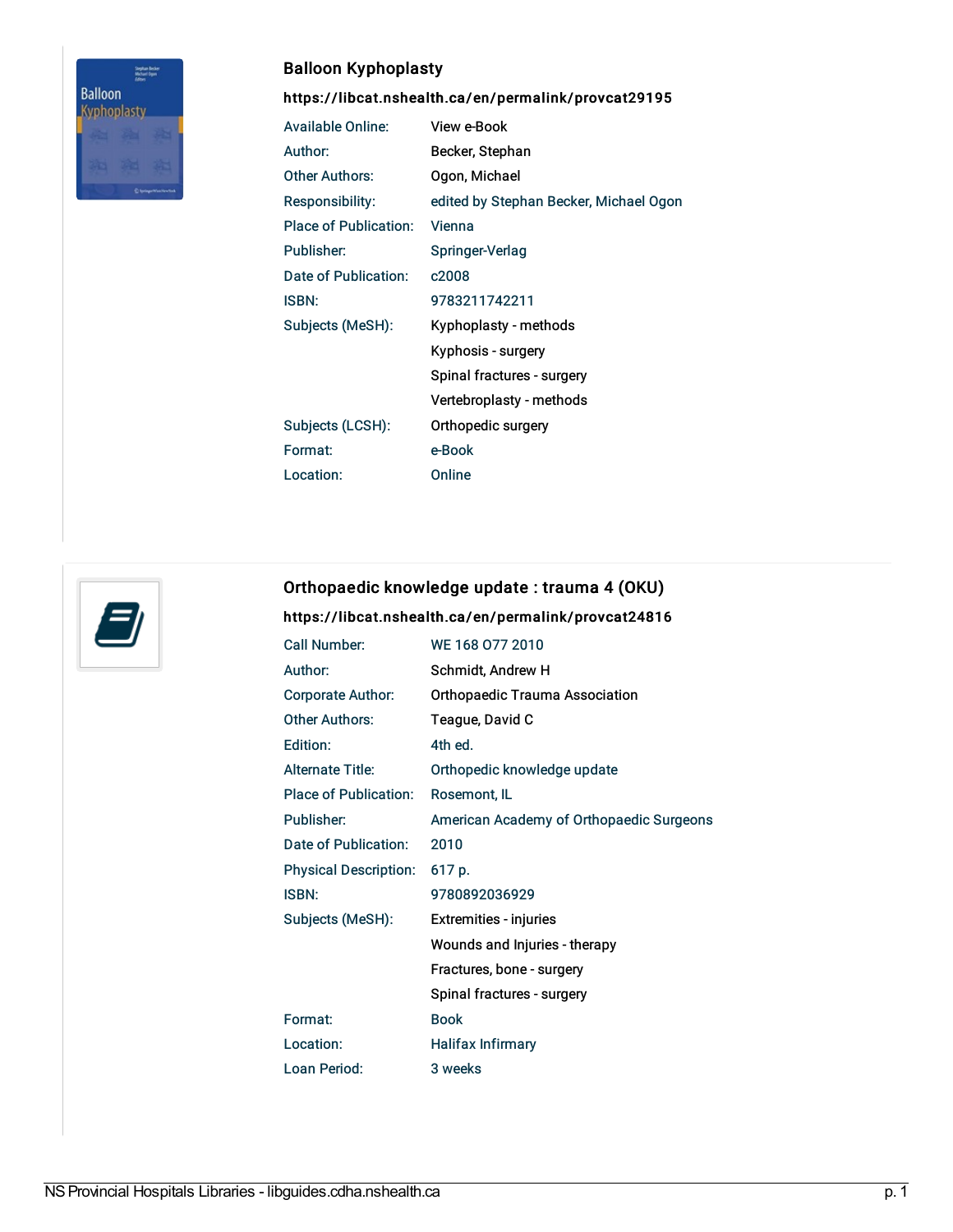## Balloon Kyphoplasty

**https://libcat.nshealth.ca/en/permalink/provcat29195**

| | |
|---|---|
| Available Online: | View e-Book |
| Author: | Becker, Stephan |
| Other Authors: | Ogon, Michael |
| Responsibility: | edited by Stephan Becker, Michael Ogon |
| Place of Publication: | Vienna |
| Publisher: | Springer-Verlag |
| Date of Publication: | c2008 |
| ISBN: | 9783211742211 |
| Subjects (MeSH): | Kyphoplasty - methods |
| | Kyphosis - surgery |
| | Spinal fractures - surgery |
| | Vertebroplasty - methods |
| Subjects (LCSH): | Orthopedic surgery |
| Format: | e-Book |
| Location: | Online |

## Orthopaedic knowledge update : trauma 4 (OKU)

**https://libcat.nshealth.ca/en/permalink/provcat24816**

| | |
|---|---|
| Call Number: | WE 168 O77 2010 |
| Author: | Schmidt, Andrew H |
| Corporate Author: | Orthopaedic Trauma Association |
| Other Authors: | Teague, David C |
| Edition: | 4th ed. |
| Alternate Title: | Orthopedic knowledge update |
| Place of Publication: | Rosemont, IL |
| Publisher: | American Academy of Orthopaedic Surgeons |
| Date of Publication: | 2010 |
| Physical Description: | 617 p. |
| ISBN: | 9780892036929 |
| Subjects (MeSH): | Extremities - injuries |
| | Wounds and Injuries - therapy |
| | Fractures, bone - surgery |
| | Spinal fractures - surgery |
| Format: | Book |
| Location: | Halifax Infirmary |
| Loan Period: | 3 weeks |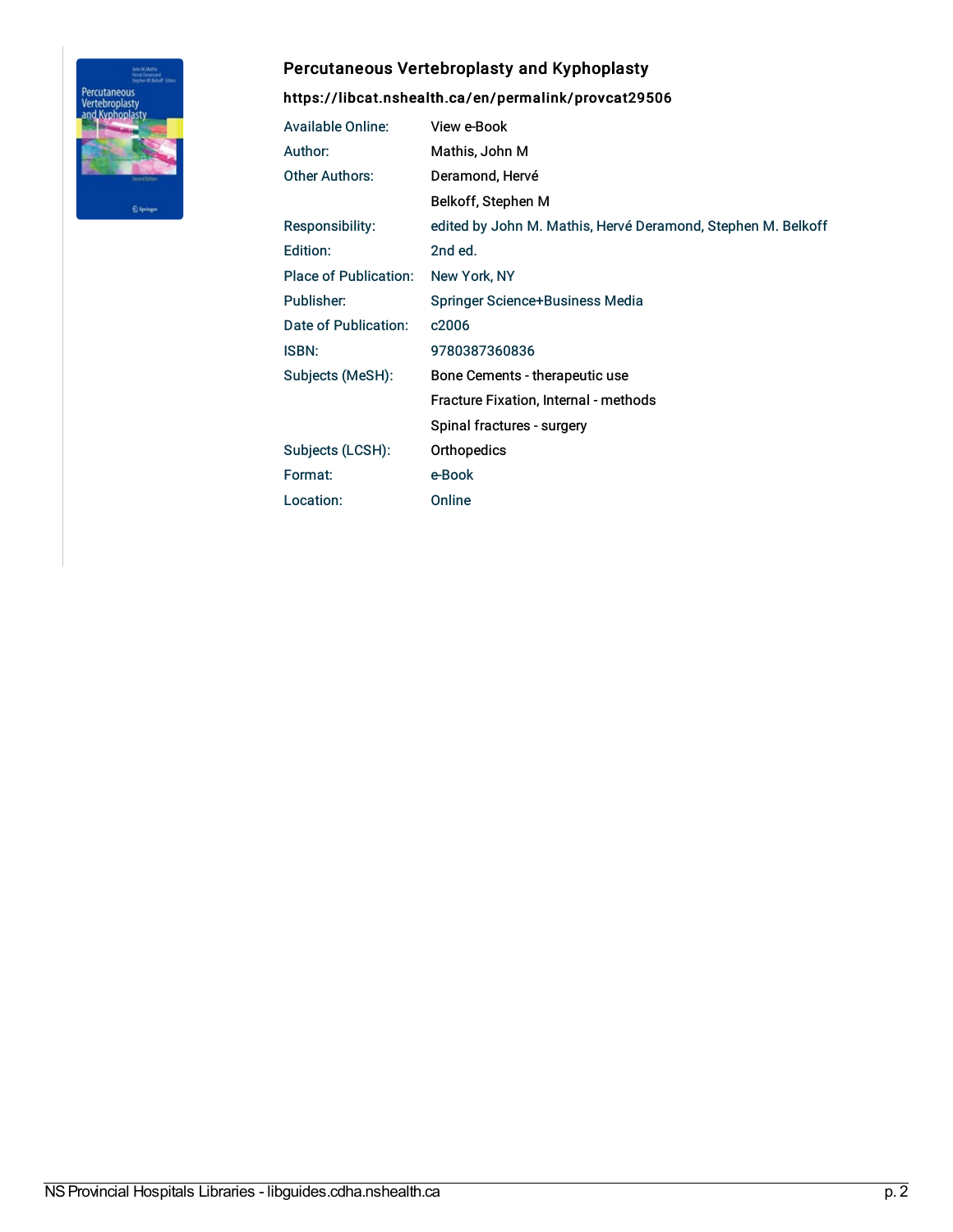### Percutaneous Vertebroplasty and Kyphoplasty

**https://libcat.nshealth.ca/en/permalink/provcat29506**

| | |
|---|---|
| Available Online: | View e-Book |
| Author: | Mathis, John M |
| Other Authors: | Deramond, Hervé |
| | Belkoff, Stephen M |
| Responsibility: | edited by John M. Mathis, Hervé Deramond, Stephen M. Belkoff |
| Edition: | 2nd ed. |
| Place of Publication: | New York, NY |
| Publisher: | Springer Science+Business Media |
| Date of Publication: | c2006 |
| ISBN: | 9780387360836 |
| Subjects (MeSH): | Bone Cements - therapeutic use |
| | Fracture Fixation, Internal - methods |
| | Spinal fractures - surgery |
| Subjects (LCSH): | Orthopedics |
| Format: | e-Book |
| Location: | Online |